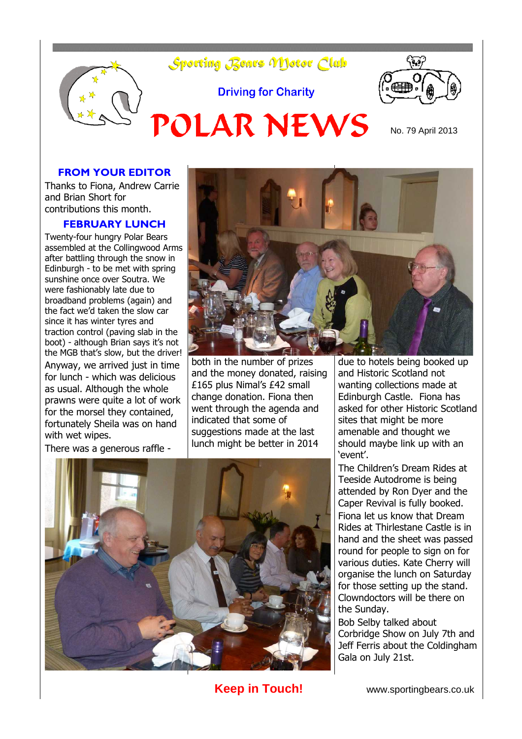# Sporting Bears Motor Club

Driving for Charity

# POLAR NEWS

No. 79 April 2013

## FROM YOUR EDITOR

Thanks to Fiona, Andrew Carrie and Brian Short for contributions this month.

## FEBRUARY LUNCH

Twenty-four hungry Polar Bears assembled at the Collingwood Arms after battling through the snow in Edinburgh - to be met with spring sunshine once over Soutra. We were fashionably late due to broadband problems (again) and the fact we'd taken the slow car since it has winter tyres and traction control (paving slab in the boot) - although Brian says it's not the MGB that's slow, but the driver!

Anyway, we arrived just in time for lunch - which was delicious as usual. Although the whole prawns were quite a lot of work for the morsel they contained, fortunately Sheila was on hand with wet wipes.

There was a generous raffle - both in the number of prizes and the money donated, raising £165 plus Nimal's £42 small change donation. Fiona then went through the agenda and indicated that some of suggestions made at the last lunch might be better in 2014 due to hotels being booked up and Historic Scotland not wanting collections made at Edinburgh Castle. Fiona has asked for other Historic Scotland sites that might be more amenable and thought we should maybe link up with an 'event'.

The Children's Dream Rides at Teeside Autodrome is being attended by Ron Dyer and the Caper Revival is fully booked. Fiona let us know that Dream Rides at Thirlestane Castle is in hand and the sheet was passed round for people to sign on for various duties. Kate Cherry will organise the lunch on Saturday for those setting up the stand. Clowndoctors will be there on the Sunday.

Bob Selby talked about Corbridge Show on July 7th and Jeff Ferris about the Coldingham Gala on July 21st.

**Keep in Touch!**

www.sportingbears.co.uk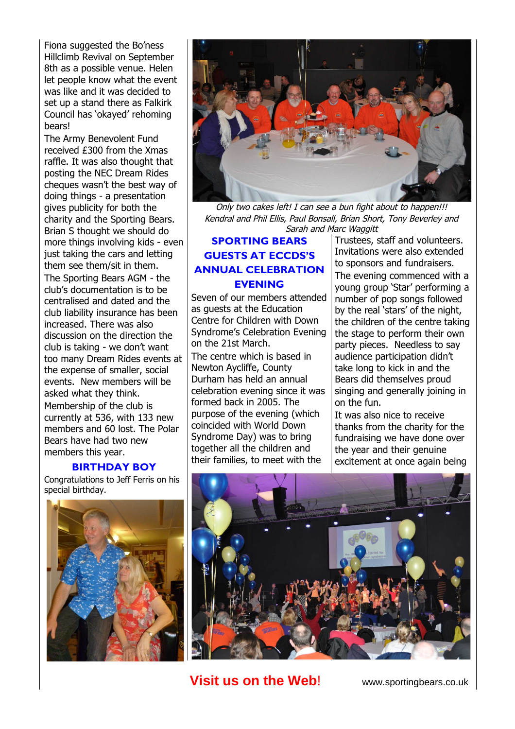Fiona suggested the Bo'ness Hillclimb Revival on September 8th as a possible venue. Helen let people know what the event was like and it was decided to set up a stand there as Falkirk Council has 'okayed' rehoming bears!

The Army Benevolent Fund received £300 from the Xmas raffle. It was also thought that posting the NEC Dream Rides cheques wasn't the best way of doing things - a presentation gives publicity for both the charity and the Sporting Bears.

Brian S thought we should do more things involving kids - even just taking the cars and letting them see them/sit in them.

The Sporting Bears AGM - the club's documentation is to be centralised and dated and the club liability insurance has been increased. There was also discussion on the direction the club is taking - we don't want too many Dream Rides events at the expense of smaller, social events. New members will be asked what they think.

Membership of the club is currently at 536, with 133 new members and 60 lost. The Polar Bears have had two new members this year.

## BIRTHDAY BOY

Congratulations to Jeff Ferris on his special birthday.

*Only two cakes left! I can see a bun fight about to happen!!!*
*Kendral and Phil Ellis, Paul Bonsall, Brian Short, Tony Beverley and Sarah and Marc Waggitt*

## SPORTING BEARS GUESTS AT ECCDS'S ANNUAL CELEBRATION EVENING

Seven of our members attended as guests at the Education Centre for Children with Down Syndrome's Celebration Evening on the 21st March.

The centre which is based in Newton Aycliffe, County Durham has held an annual celebration evening since it was formed back in 2005. The purpose of the evening (which coincided with World Down Syndrome Day) was to bring together all the children and their families, to meet with the Trustees, staff and volunteers. Invitations were also extended to sponsors and fundraisers.

The evening commenced with a young group 'Star' performing a number of pop songs followed by the real 'stars' of the night, the children of the centre taking the stage to perform their own party pieces. Needless to say audience participation didn't take long to kick in and the Bears did themselves proud singing and generally joining in on the fun.

It was also nice to receive thanks from the charity for the fundraising we have done over the year and their genuine excitement at once again being

**Visit us on the Web!** www.sportingbears.co.uk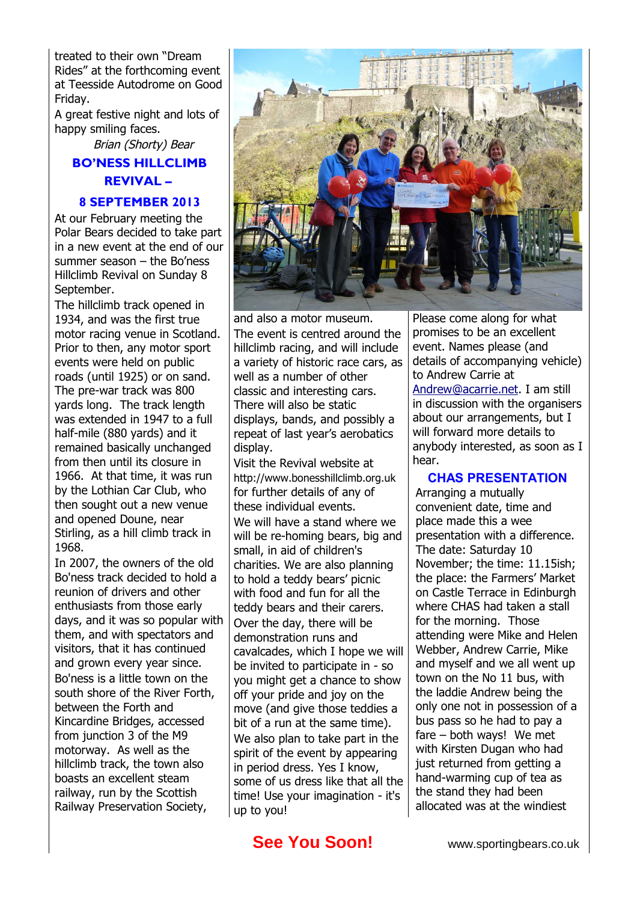treated to their own "Dream Rides" at the forthcoming event at Teesside Autodrome on Good Friday.

A great festive night and lots of happy smiling faces.

*Brian (Shorty) Bear*

## BO'NESS HILLCLIMB REVIVAL – 8 SEPTEMBER 2013

At our February meeting the Polar Bears decided to take part in a new event at the end of our summer season – the Bo'ness Hillclimb Revival on Sunday 8 September.

The hillclimb track opened in 1934, and was the first true motor racing venue in Scotland. Prior to then, any motor sport events were held on public roads (until 1925) or on sand. The pre-war track was 800 yards long. The track length was extended in 1947 to a full half-mile (880 yards) and it remained basically unchanged from then until its closure in 1966. At that time, it was run by the Lothian Car Club, who then sought out a new venue and opened Doune, near Stirling, as a hill climb track in 1968.

In 2007, the owners of the old Bo'ness track decided to hold a reunion of drivers and other enthusiasts from those early days, and it was so popular with them, and with spectators and visitors, that it has continued and grown every year since.

Bo'ness is a little town on the south shore of the River Forth, between the Forth and Kincardine Bridges, accessed from junction 3 of the M9 motorway. As well as the hillclimb track, the town also boasts an excellent steam railway, run by the Scottish Railway Preservation Society, and also a motor museum.

The event is centred around the hillclimb racing, and will include a variety of historic race cars, as well as a number of other classic and interesting cars. There will also be static displays, bands, and possibly a repeat of last year's aerobatics display.

Visit the Revival website at http://www.bonesshillclimb.org.uk for further details of any of these individual events.

We will have a stand where we will be re-homing bears, big and small, in aid of children's charities. We are also planning to hold a teddy bears' picnic with food and fun for all the teddy bears and their carers.

Over the day, there will be demonstration runs and cavalcades, which I hope we will be invited to participate in - so you might get a chance to show off your pride and joy on the move (and give those teddies a bit of a run at the same time).

We also plan to take part in the spirit of the event by appearing in period dress. Yes I know, some of us dress like that all the time! Use your imagination - it's up to you!

Please come along for what promises to be an excellent event. Names please (and details of accompanying vehicle) to Andrew Carrie at Andrew@acarrie.net. I am still in discussion with the organisers about our arrangements, but I will forward more details to anybody interested, as soon as I hear.

## CHAS PRESENTATION

Arranging a mutually convenient date, time and place made this a wee presentation with a difference. The date: Saturday 10 November; the time: 11.15ish; the place: the Farmers' Market on Castle Terrace in Edinburgh where CHAS had taken a stall for the morning. Those attending were Mike and Helen Webber, Andrew Carrie, Mike and myself and we all went up town on the No 11 bus, with the laddie Andrew being the only one not in possession of a bus pass so he had to pay a fare – both ways! We met with Kirsten Dugan who had just returned from getting a hand-warming cup of tea as the stand they had been allocated was at the windiest

**See You Soon!**

www.sportingbears.co.uk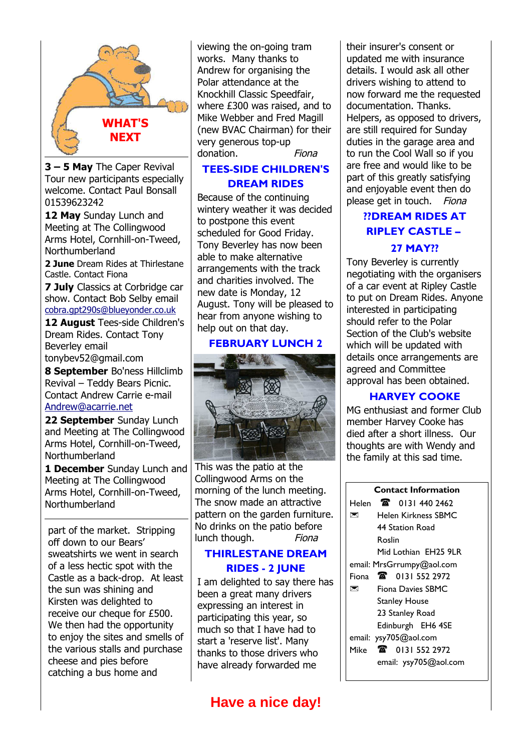## WHAT'S NEXT

**3 – 5 May** The Caper Revival Tour new participants especially welcome. Contact Paul Bonsall 01539623242

**12 May** Sunday Lunch and Meeting at The Collingwood Arms Hotel, Cornhill-on-Tweed, Northumberland

**2 June** Dream Rides at Thirlestane Castle. Contact Fiona

**7 July** Classics at Corbridge car show. Contact Bob Selby email cobra.gpt290s@blueyonder.co.uk

**12 August** Tees-side Children's Dream Rides. Contact Tony Beverley email tonybev52@gmail.com

**8 September** Bo'ness Hillclimb Revival – Teddy Bears Picnic. Contact Andrew Carrie e-mail Andrew@acarrie.net

**22 September** Sunday Lunch and Meeting at The Collingwood Arms Hotel, Cornhill-on-Tweed, Northumberland

**1 December** Sunday Lunch and Meeting at The Collingwood Arms Hotel, Cornhill-on-Tweed, Northumberland

---

part of the market. Stripping off down to our Bears' sweatshirts we went in search of a less hectic spot with the Castle as a back-drop. At least the sun was shining and Kirsten was delighted to receive our cheque for £500. We then had the opportunity to enjoy the sites and smells of the various stalls and purchase cheese and pies before catching a bus home and viewing the on-going tram works. Many thanks to Andrew for organising the Polar attendance at the Knockhill Classic Speedfair, where £300 was raised, and to Mike Webber and Fred Magill (new BVAC Chairman) for their very generous top-up donation. *Fiona*

## TEES-SIDE CHILDREN'S DREAM RIDES

Because of the continuing wintery weather it was decided to postpone this event scheduled for Good Friday. Tony Beverley has now been able to make alternative arrangements with the track and charities involved. The new date is Monday, 12 August. Tony will be pleased to hear from anyone wishing to help out on that day.

## FEBRUARY LUNCH 2

This was the patio at the Collingwood Arms on the morning of the lunch meeting. The snow made an attractive pattern on the garden furniture. No drinks on the patio before lunch though. *Fiona*

## THIRLESTANE DREAM RIDES - 2 JUNE

I am delighted to say there has been a great many drivers expressing an interest in participating this year, so much so that I have had to start a 'reserve list'. Many thanks to those drivers who have already forwarded me their insurer's consent or updated me with insurance details. I would ask all other drivers wishing to attend to now forward me the requested documentation. Thanks. Helpers, as opposed to drivers, are still required for Sunday duties in the garage area and to run the Cool Wall so if you are free and would like to be part of this greatly satisfying and enjoyable event then do please get in touch. *Fiona*

## ??DREAM RIDES AT RIPLEY CASTLE – 27 MAY??

Tony Beverley is currently negotiating with the organisers of a car event at Ripley Castle to put on Dream Rides. Anyone interested in participating should refer to the Polar Section of the Club's website which will be updated with details once arrangements are agreed and Committee approval has been obtained.

## HARVEY COOKE

MG enthusiast and former Club member Harvey Cooke has died after a short illness. Our thoughts are with Wendy and the family at this sad time.

**Contact Information**

Helen ☎ 0131 440 2462
✉ Helen Kirkness SBMC
44 Station Road
Roslin
Mid Lothian EH25 9LR
email: MrsGrrumpy@aol.com

Fiona ☎ 0131 552 2972
✉ Fiona Davies SBMC
Stanley House
23 Stanley Road
Edinburgh EH6 4SE
email: ysy705@aol.com

Mike ☎ 0131 552 2972
email: ysy705@aol.com

**Have a nice day!**